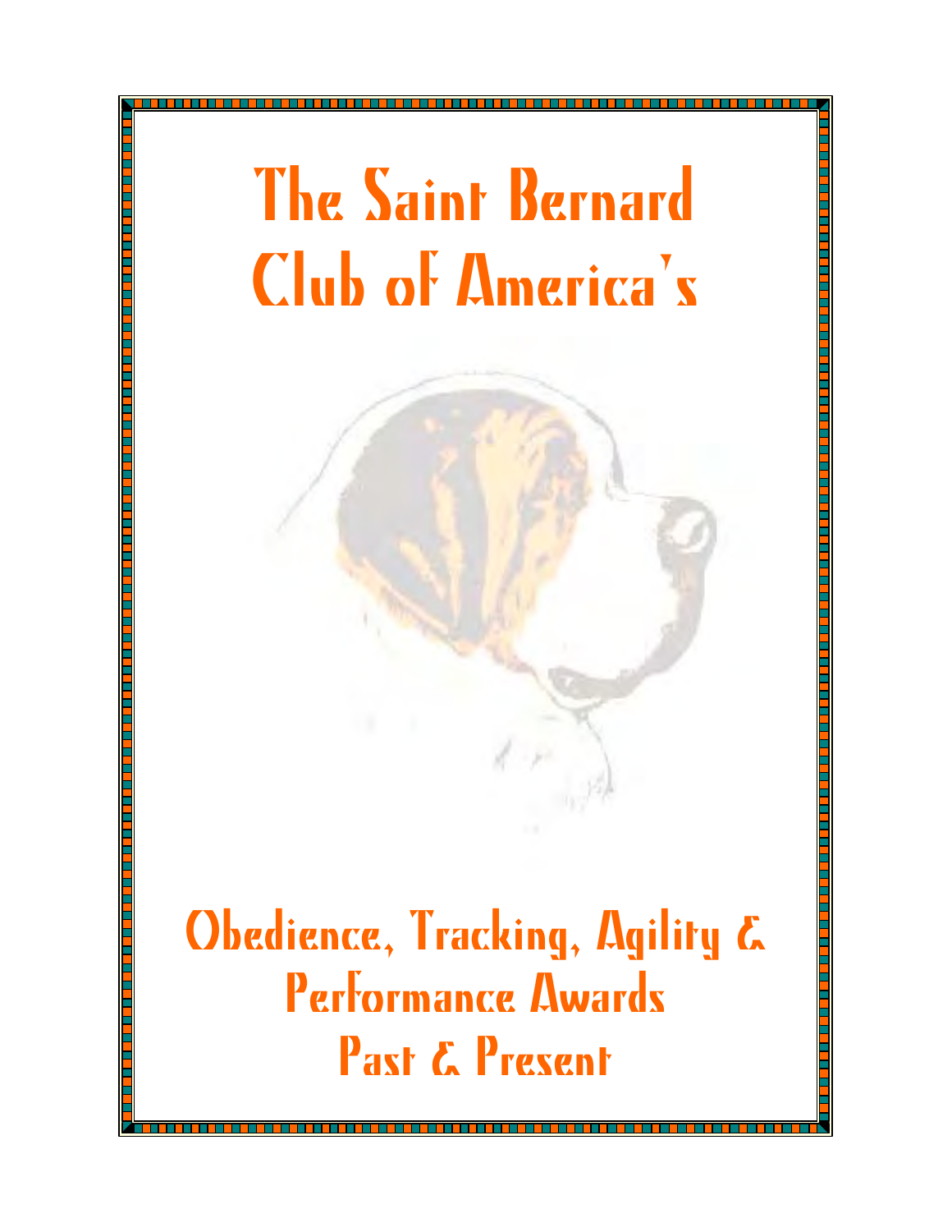# The Saint Bernard Club of America's

# Obedience, Tracking, Agility & Performance Awards Past & Present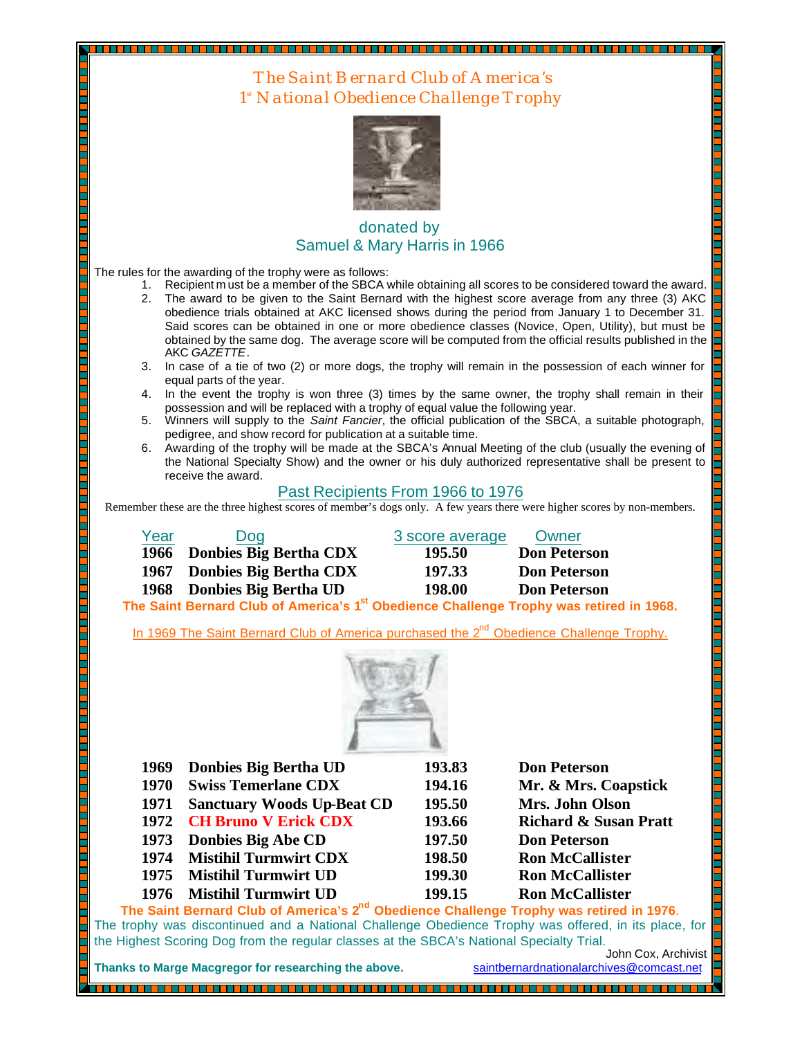# The Saint Bernard Club of America's 1st National Obedience Challenge Trophy

donated by
Samuel & Mary Harris in 1966

The rules for the awarding of the trophy were as follows:

1. Recipient must be a member of the SBCA while obtaining all scores to be considered toward the award.
2. The award to be given to the Saint Bernard with the highest score average from any three (3) AKC obedience trials obtained at AKC licensed shows during the period from January 1 to December 31. Said scores can be obtained in one or more obedience classes (Novice, Open, Utility), but must be obtained by the same dog. The average score will be computed from the official results published in the AKC *GAZETTE*.
3. In case of a tie of two (2) or more dogs, the trophy will remain in the possession of each winner for equal parts of the year.
4. In the event the trophy is won three (3) times by the same owner, the trophy shall remain in their possession and will be replaced with a trophy of equal value the following year.
5. Winners will supply to the *Saint Fancier*, the official publication of the SBCA, a suitable photograph, pedigree, and show record for publication at a suitable time.
6. Awarding of the trophy will be made at the SBCA's Annual Meeting of the club (usually the evening of the National Specialty Show) and the owner or his duly authorized representative shall be present to receive the award.

## Past Recipients From 1966 to 1976

Remember these are the three highest scores of member's dogs only. A few years there were higher scores by non-members.

| Year | Dog | 3 score average | Owner |
|---|---|---|---|
| **1966** | **Donbies Big Bertha CDX** | **195.50** | **Don Peterson** |
| **1967** | **Donbies Big Bertha CDX** | **197.33** | **Don Peterson** |
| **1968** | **Donbies Big Bertha UD** | **198.00** | **Don Peterson** |

**The Saint Bernard Club of America's 1st Obedience Challenge Trophy was retired in 1968.**

In 1969 The Saint Bernard Club of America purchased the 2nd Obedience Challenge Trophy.

| Year | Dog | 3 score average | Owner |
|---|---|---|---|
| **1969** | **Donbies Big Bertha UD** | **193.83** | **Don Peterson** |
| **1970** | **Swiss Temerlane CDX** | **194.16** | **Mr. & Mrs. Coapstick** |
| **1971** | **Sanctuary Woods Up-Beat CD** | **195.50** | **Mrs. John Olson** |
| **1972** | **CH Bruno V Erick CDX** | **193.66** | **Richard & Susan Pratt** |
| **1973** | **Donbies Big Abe CD** | **197.50** | **Don Peterson** |
| **1974** | **Mistihil Turmwirt CDX** | **198.50** | **Ron McCallister** |
| **1975** | **Mistihil Turmwirt UD** | **199.30** | **Ron McCallister** |
| **1976** | **Mistihil Turmwirt UD** | **199.15** | **Ron McCallister** |

**The Saint Bernard Club of America's 2nd Obedience Challenge Trophy was retired in 1976.**

The trophy was discontinued and a National Challenge Obedience Trophy was offered, in its place, for the Highest Scoring Dog from the regular classes at the SBCA's National Specialty Trial.

John Cox, Archivist

**Thanks to Marge Macgregor for researching the above.** saintbernardnationalarchives@comcast.net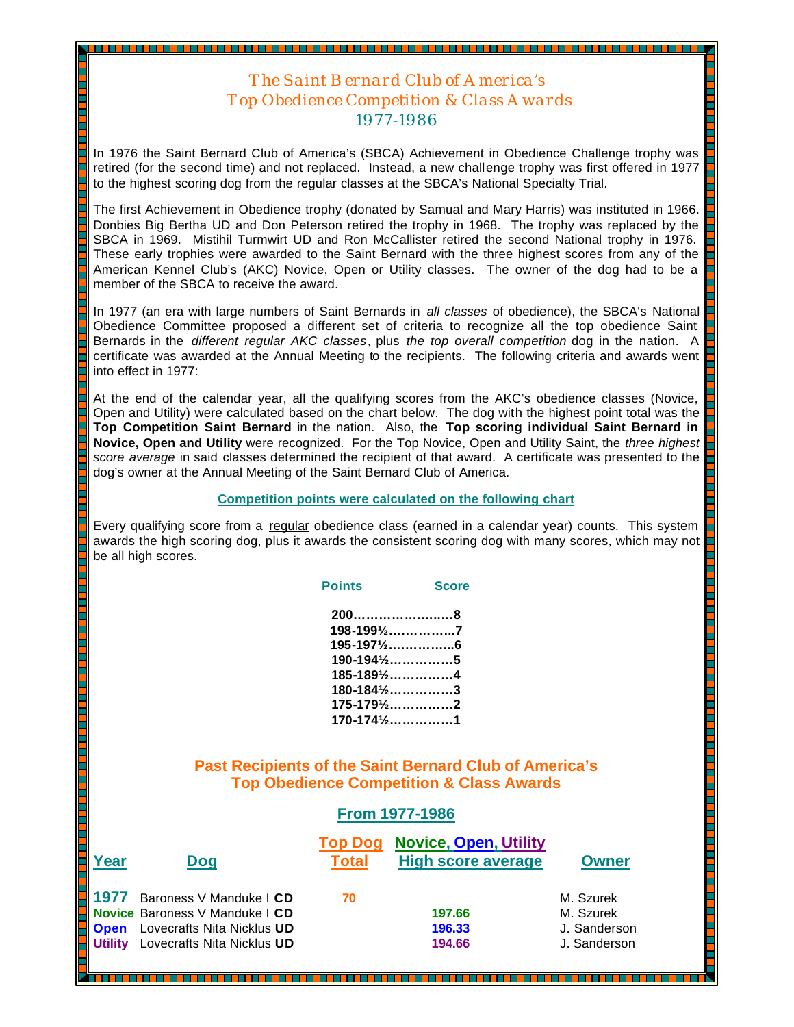# *The Saint Bernard Club of America's Top Obedience Competition & Class Awards 1977-1986*

In 1976 the Saint Bernard Club of America's (SBCA) Achievement in Obedience Challenge trophy was retired (for the second time) and not replaced. Instead, a new challenge trophy was first offered in 1977 to the highest scoring dog from the regular classes at the SBCA's National Specialty Trial.

The first Achievement in Obedience trophy (donated by Samual and Mary Harris) was instituted in 1966. Donbies Big Bertha UD and Don Peterson retired the trophy in 1968. The trophy was replaced by the SBCA in 1969. Mistihil Turmwirt UD and Ron McCallister retired the second National trophy in 1976. These early trophies were awarded to the Saint Bernard with the three highest scores from any of the American Kennel Club's (AKC) Novice, Open or Utility classes. The owner of the dog had to be a member of the SBCA to receive the award.

In 1977 (an era with large numbers of Saint Bernards in *all classes* of obedience), the SBCA's National Obedience Committee proposed a different set of criteria to recognize all the top obedience Saint Bernards in the *different regular AKC classes*, plus *the top overall competition* dog in the nation. A certificate was awarded at the Annual Meeting to the recipients. The following criteria and awards went into effect in 1977:

At the end of the calendar year, all the qualifying scores from the AKC's obedience classes (Novice, Open and Utility) were calculated based on the chart below. The dog with the highest point total was the **Top Competition Saint Bernard** in the nation. Also, the **Top scoring individual Saint Bernard in Novice, Open and Utility** were recognized. For the Top Novice, Open and Utility Saint, the *three highest score average* in said classes determined the recipient of that award. A certificate was presented to the dog's owner at the Annual Meeting of the Saint Bernard Club of America.

**Competition points were calculated on the following chart**

Every qualifying score from a regular obedience class (earned in a calendar year) counts. This system awards the high scoring dog, plus it awards the consistent scoring dog with many scores, which may not be all high scores.

| Points | Score |
|---|---|
| 200 | 8 |
| 198-199½ | 7 |
| 195-197½ | 6 |
| 190-194½ | 5 |
| 185-189½ | 4 |
| 180-184½ | 3 |
| 175-179½ | 2 |
| 170-174½ | 1 |

## Past Recipients of the Saint Bernard Club of America's Top Obedience Competition & Class Awards

### From 1977-1986

| Year | Dog | Top Dog Total | Novice, Open, Utility High score average | Owner |
|---|---|---|---|---|
| **1977** | Baroness V Manduke I **CD** | **70** | | M. Szurek |
| **Novice** | Baroness V Manduke I **CD** | | **197.66** | M. Szurek |
| **Open** | Lovecrafts Nita Nicklus **UD** | | **196.33** | J. Sanderson |
| **Utility** | Lovecrafts Nita Nicklus **UD** | | **194.66** | J. Sanderson |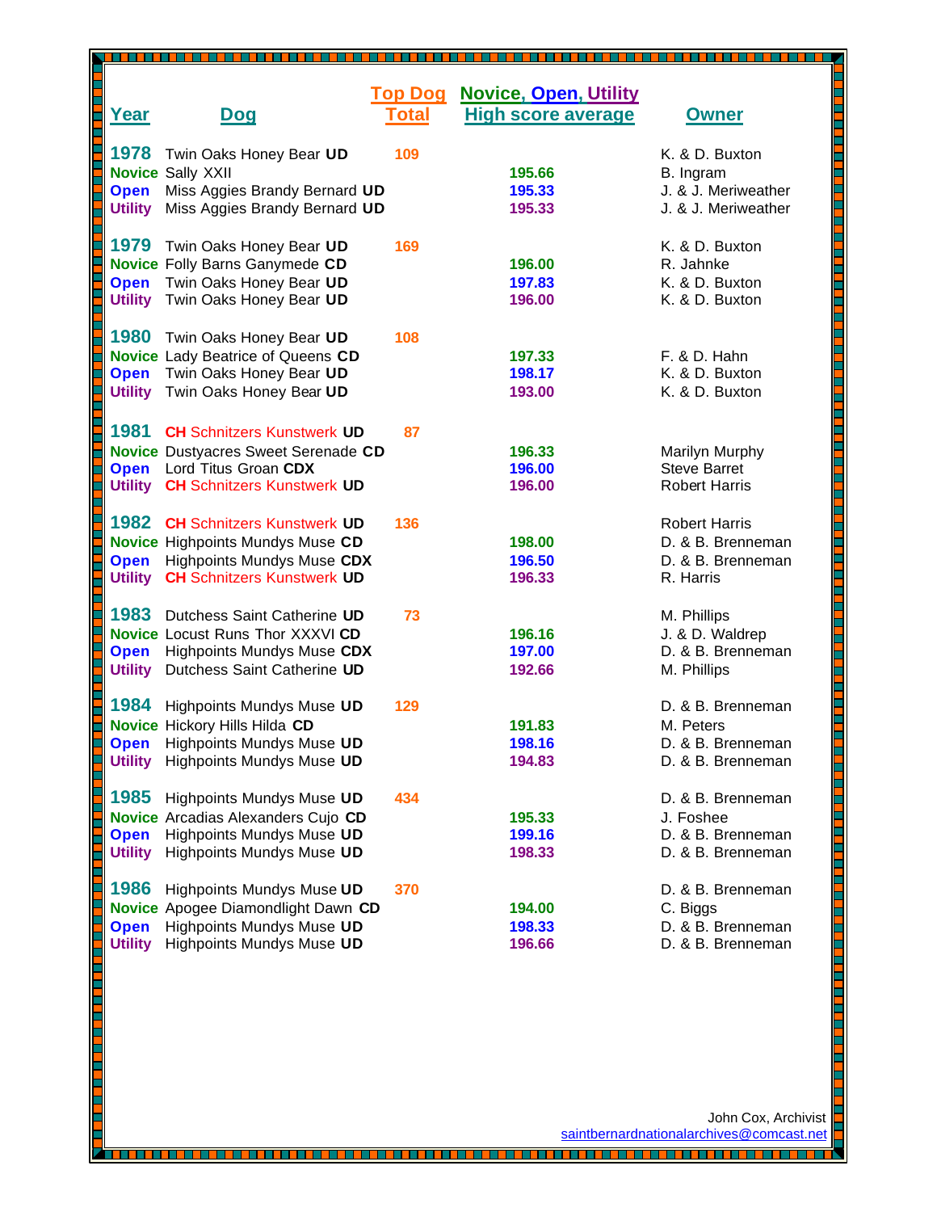| Year | Dog | Top Dog Total | Novice, Open, Utility High score average | Owner |
|---|---|---|---|---|
| **1978** | Twin Oaks Honey Bear **UD** | 109 | | K. & D. Buxton |
| **Novice** | Sally XXII | | 195.66 | B. Ingram |
| **Open** | Miss Aggies Brandy Bernard **UD** | | 195.33 | J. & J. Meriweather |
| **Utility** | Miss Aggies Brandy Bernard **UD** | | 195.33 | J. & J. Meriweather |
| **1979** | Twin Oaks Honey Bear **UD** | 169 | | K. & D. Buxton |
| **Novice** | Folly Barns Ganymede **CD** | | 196.00 | R. Jahnke |
| **Open** | Twin Oaks Honey Bear **UD** | | 197.83 | K. & D. Buxton |
| **Utility** | Twin Oaks Honey Bear **UD** | | 196.00 | K. & D. Buxton |
| **1980** | Twin Oaks Honey Bear **UD** | 108 | | |
| **Novice** | Lady Beatrice of Queens **CD** | | 197.33 | F. & D. Hahn |
| **Open** | Twin Oaks Honey Bear **UD** | | 198.17 | K. & D. Buxton |
| **Utility** | Twin Oaks Honey Bear **UD** | | 193.00 | K. & D. Buxton |
| **1981** | **CH** Schnitzers Kunstwerk **UD** | 87 | | |
| **Novice** | Dustyacres Sweet Serenade **CD** | | 196.33 | Marilyn Murphy |
| **Open** | Lord Titus Groan **CDX** | | 196.00 | Steve Barret |
| **Utility** | **CH** Schnitzers Kunstwerk **UD** | | 196.00 | Robert Harris |
| **1982** | **CH** Schnitzers Kunstwerk **UD** | 136 | | Robert Harris |
| **Novice** | Highpoints Mundys Muse **CD** | | 198.00 | D. & B. Brenneman |
| **Open** | Highpoints Mundys Muse **CDX** | | 196.50 | D. & B. Brenneman |
| **Utility** | **CH** Schnitzers Kunstwerk **UD** | | 196.33 | R. Harris |
| **1983** | Dutchess Saint Catherine **UD** | 73 | | M. Phillips |
| **Novice** | Locust Runs Thor XXXVI **CD** | | 196.16 | J. & D. Waldrep |
| **Open** | Highpoints Mundys Muse **CDX** | | 197.00 | D. & B. Brenneman |
| **Utility** | Dutchess Saint Catherine **UD** | | 192.66 | M. Phillips |
| **1984** | Highpoints Mundys Muse **UD** | 129 | | D. & B. Brenneman |
| **Novice** | Hickory Hills Hilda **CD** | | 191.83 | M. Peters |
| **Open** | Highpoints Mundys Muse **UD** | | 198.16 | D. & B. Brenneman |
| **Utility** | Highpoints Mundys Muse **UD** | | 194.83 | D. & B. Brenneman |
| **1985** | Highpoints Mundys Muse **UD** | 434 | | D. & B. Brenneman |
| **Novice** | Arcadias Alexanders Cujo **CD** | | 195.33 | J. Foshee |
| **Open** | Highpoints Mundys Muse **UD** | | 199.16 | D. & B. Brenneman |
| **Utility** | Highpoints Mundys Muse **UD** | | 198.33 | D. & B. Brenneman |
| **1986** | Highpoints Mundys Muse **UD** | 370 | | D. & B. Brenneman |
| **Novice** | Apogee Diamondlight Dawn **CD** | | 194.00 | C. Biggs |
| **Open** | Highpoints Mundys Muse **UD** | | 198.33 | D. & B. Brenneman |
| **Utility** | Highpoints Mundys Muse **UD** | | 196.66 | D. & B. Brenneman |

John Cox, Archivist
saintbernardnationalarchives@comcast.net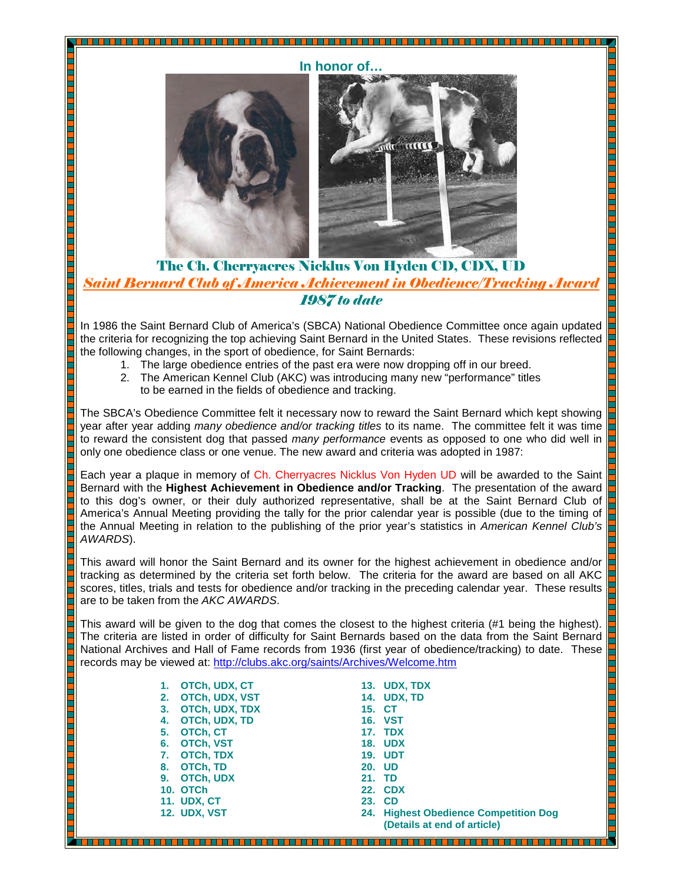**In honor of…**

# The Ch. Cherryacres Nicklus Von Hyden CD, CDX, UD

## *Saint Bernard Club of America Achievement in Obedience/Tracking Award*

## *1987 to date*

In 1986 the Saint Bernard Club of America's (SBCA) National Obedience Committee once again updated the criteria for recognizing the top achieving Saint Bernard in the United States. These revisions reflected the following changes, in the sport of obedience, for Saint Bernards:

1. The large obedience entries of the past era were now dropping off in our breed.
2. The American Kennel Club (AKC) was introducing many new "performance" titles to be earned in the fields of obedience and tracking.

The SBCA's Obedience Committee felt it necessary now to reward the Saint Bernard which kept showing year after year adding *many obedience and/or tracking titles* to its name. The committee felt it was time to reward the consistent dog that passed *many performance* events as opposed to one who did well in only one obedience class or one venue. The new award and criteria was adopted in 1987:

Each year a plaque in memory of Ch. Cherryacres Nicklus Von Hyden UD will be awarded to the Saint Bernard with the **Highest Achievement in Obedience and/or Tracking**. The presentation of the award to this dog's owner, or their duly authorized representative, shall be at the Saint Bernard Club of America's Annual Meeting providing the tally for the prior calendar year is possible (due to the timing of the Annual Meeting in relation to the publishing of the prior year's statistics in *American Kennel Club's AWARDS*).

This award will honor the Saint Bernard and its owner for the highest achievement in obedience and/or tracking as determined by the criteria set forth below. The criteria for the award are based on all AKC scores, titles, trials and tests for obedience and/or tracking in the preceding calendar year. These results are to be taken from the *AKC AWARDS*.

This award will be given to the dog that comes the closest to the highest criteria (#1 being the highest). The criteria are listed in order of difficulty for Saint Bernards based on the data from the Saint Bernard National Archives and Hall of Fame records from 1936 (first year of obedience/tracking) to date. These records may be viewed at: http://clubs.akc.org/saints/Archives/Welcome.htm

1. **OTCh, UDX, CT**
2. **OTCh, UDX, VST**
3. **OTCh, UDX, TDX**
4. **OTCh, UDX, TD**
5. **OTCh, CT**
6. **OTCh, VST**
7. **OTCh, TDX**
8. **OTCh, TD**
9. **OTCh, UDX**
10. **OTCh**
11. **UDX, CT**
12. **UDX, VST**
13. **UDX, TDX**
14. **UDX, TD**
15. **CT**
16. **VST**
17. **TDX**
18. **UDX**
19. **UDT**
20. **UD**
21. **TD**
22. **CDX**
23. **CD**
24. **Highest Obedience Competition Dog (Details at end of article)**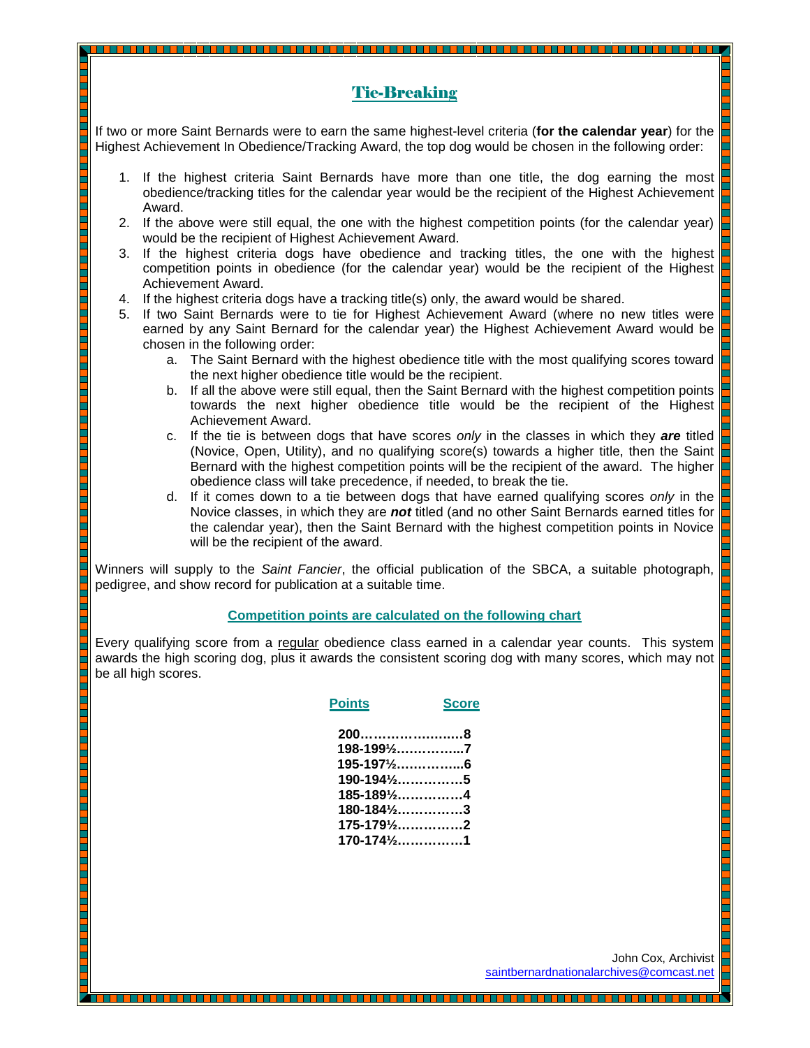## Tie-Breaking

If two or more Saint Bernards were to earn the same highest-level criteria (**for the calendar year**) for the Highest Achievement In Obedience/Tracking Award, the top dog would be chosen in the following order:

1. If the highest criteria Saint Bernards have more than one title, the dog earning the most obedience/tracking titles for the calendar year would be the recipient of the Highest Achievement Award.
2. If the above were still equal, the one with the highest competition points (for the calendar year) would be the recipient of Highest Achievement Award.
3. If the highest criteria dogs have obedience and tracking titles, the one with the highest competition points in obedience (for the calendar year) would be the recipient of the Highest Achievement Award.
4. If the highest criteria dogs have a tracking title(s) only, the award would be shared.
5. If two Saint Bernards were to tie for Highest Achievement Award (where no new titles were earned by any Saint Bernard for the calendar year) the Highest Achievement Award would be chosen in the following order:
   a. The Saint Bernard with the highest obedience title with the most qualifying scores toward the next higher obedience title would be the recipient.
   b. If all the above were still equal, then the Saint Bernard with the highest competition points towards the next higher obedience title would be the recipient of the Highest Achievement Award.
   c. If the tie is between dogs that have scores *only* in the classes in which they ***are*** titled (Novice, Open, Utility), and no qualifying score(s) towards a higher title, then the Saint Bernard with the highest competition points will be the recipient of the award. The higher obedience class will take precedence, if needed, to break the tie.
   d. If it comes down to a tie between dogs that have earned qualifying scores *only* in the Novice classes, in which they are ***not*** titled (and no other Saint Bernards earned titles for the calendar year), then the Saint Bernard with the highest competition points in Novice will be the recipient of the award.

Winners will supply to the *Saint Fancier*, the official publication of the SBCA, a suitable photograph, pedigree, and show record for publication at a suitable time.

**Competition points are calculated on the following chart**

Every qualifying score from a regular obedience class earned in a calendar year counts. This system awards the high scoring dog, plus it awards the consistent scoring dog with many scores, which may not be all high scores.

| Points | Score |
|---|---|
| 200 | 8 |
| 198-199½ | 7 |
| 195-197½ | 6 |
| 190-194½ | 5 |
| 185-189½ | 4 |
| 180-184½ | 3 |
| 175-179½ | 2 |
| 170-174½ | 1 |

John Cox, Archivist
saintbernardnationalarchives@comcast.net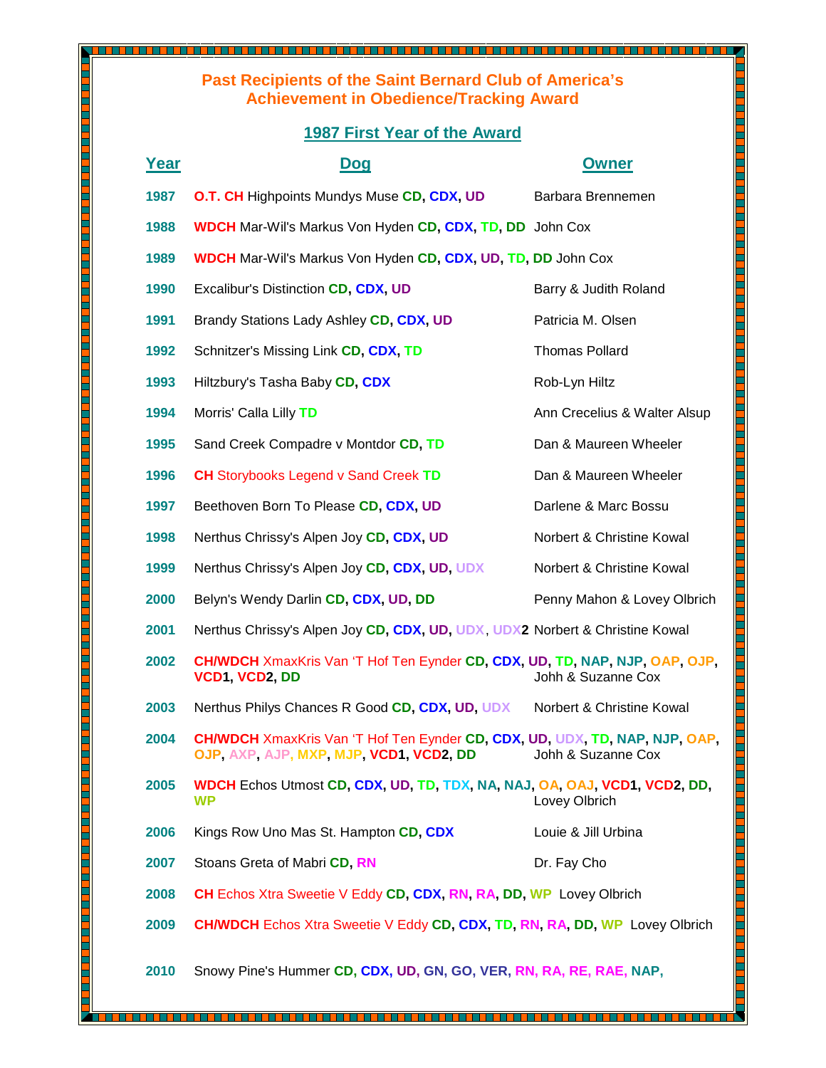## Past Recipients of the Saint Bernard Club of America's Achievement in Obedience/Tracking Award

### 1987 First Year of the Award

| Year | Dog | Owner |
|---|---|---|
| 1987 | O.T. CH Highpoints Mundys Muse CD, CDX, UD | Barbara Brennemen |
| 1988 | WDCH Mar-Wil's Markus Von Hyden CD, CDX, TD, DD | John Cox |
| 1989 | WDCH Mar-Wil's Markus Von Hyden CD, CDX, UD, TD, DD | John Cox |
| 1990 | Excalibur's Distinction CD, CDX, UD | Barry & Judith Roland |
| 1991 | Brandy Stations Lady Ashley CD, CDX, UD | Patricia M. Olsen |
| 1992 | Schnitzer's Missing Link CD, CDX, TD | Thomas Pollard |
| 1993 | Hiltzbury's Tasha Baby CD, CDX | Rob-Lyn Hiltz |
| 1994 | Morris' Calla Lilly TD | Ann Crecelius & Walter Alsup |
| 1995 | Sand Creek Compadre v Montdor CD, TD | Dan & Maureen Wheeler |
| 1996 | CH Storybooks Legend v Sand Creek TD | Dan & Maureen Wheeler |
| 1997 | Beethoven Born To Please CD, CDX, UD | Darlene & Marc Bossu |
| 1998 | Nerthus Chrissy's Alpen Joy CD, CDX, UD | Norbert & Christine Kowal |
| 1999 | Nerthus Chrissy's Alpen Joy CD, CDX, UD, UDX | Norbert & Christine Kowal |
| 2000 | Belyn's Wendy Darlin CD, CDX, UD, DD | Penny Mahon & Lovey Olbrich |
| 2001 | Nerthus Chrissy's Alpen Joy CD, CDX, UD, UDX, UDX2 | Norbert & Christine Kowal |
| 2002 | CH/WDCH XmaxKris Van 'T Hof Ten Eynder CD, CDX, UD, TD, NAP, NJP, OAP, OJP, VCD1, VCD2, DD | Johh & Suzanne Cox |
| 2003 | Nerthus Philys Chances R Good CD, CDX, UD, UDX | Norbert & Christine Kowal |
| 2004 | CH/WDCH XmaxKris Van 'T Hof Ten Eynder CD, CDX, UD, UDX, TD, NAP, NJP, OAP, OJP, AXP, AJP, MXP, MJP, VCD1, VCD2, DD | Johh & Suzanne Cox |
| 2005 | WDCH Echos Utmost CD, CDX, UD, TD, TDX, NA, NAJ, OA, OAJ, VCD1, VCD2, DD, WP | Lovey Olbrich |
| 2006 | Kings Row Uno Mas St. Hampton CD, CDX | Louie & Jill Urbina |
| 2007 | Stoans Greta of Mabri CD, RN | Dr. Fay Cho |
| 2008 | CH Echos Xtra Sweetie V Eddy CD, CDX, RN, RA, DD, WP | Lovey Olbrich |
| 2009 | CH/WDCH Echos Xtra Sweetie V Eddy CD, CDX, TD, RN, RA, DD, WP | Lovey Olbrich |
| 2010 | Snowy Pine's Hummer CD, CDX, UD, GN, GO, VER, RN, RA, RE, RAE, NAP, | |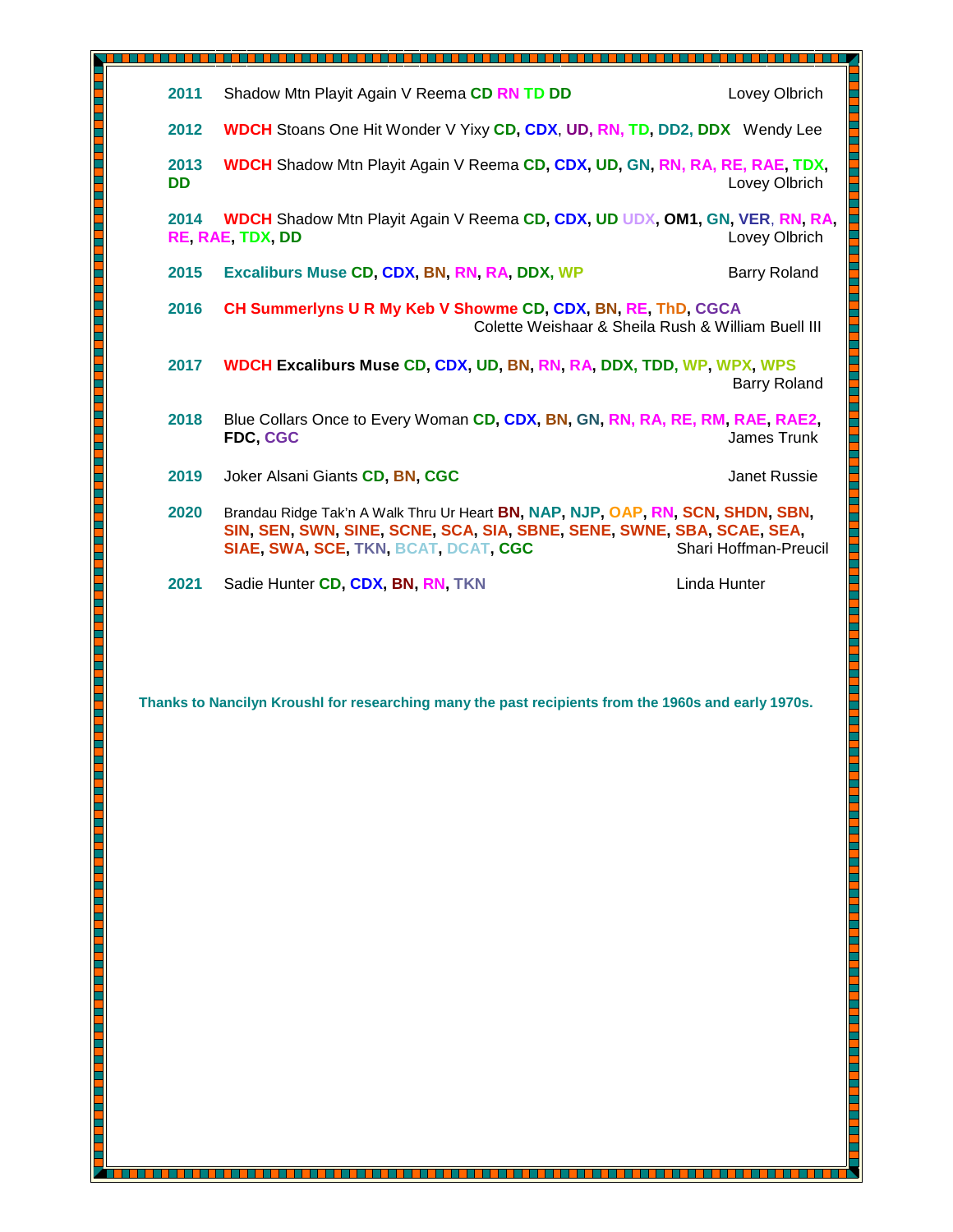**2011** Shadow Mtn Playit Again V Reema **CD RN TD DD** Lovey Olbrich

**2012** **WDCH** Stoans One Hit Wonder V Yixy **CD, CDX, UD, RN, TD, DD2, DDX** Wendy Lee

**2013** **WDCH** Shadow Mtn Playit Again V Reema **CD, CDX, UD, GN, RN, RA, RE, RAE, TDX, DD** Lovey Olbrich

**2014** **WDCH** Shadow Mtn Playit Again V Reema **CD, CDX, UD UDX, OM1, GN, VER, RN, RA, RE, RAE, TDX, DD** Lovey Olbrich

**2015** **Excaliburs Muse CD, CDX, BN, RN, RA, DDX, WP** Barry Roland

**2016** **CH Summerlyns U R My Keb V Showme CD, CDX, BN, RE, ThD, CGCA** Colette Weishaar & Sheila Rush & William Buell III

**2017** **WDCH Excaliburs Muse CD, CDX, UD, BN, RN, RA, DDX, TDD, WP, WPX, WPS** Barry Roland

**2018** Blue Collars Once to Every Woman **CD, CDX, BN, GN, RN, RA, RE, RM, RAE, RAE2, FDC, CGC** James Trunk

**2019** Joker Alsani Giants **CD, BN, CGC** Janet Russie

**2020** Brandau Ridge Tak'n A Walk Thru Ur Heart **BN, NAP, NJP, OAP, RN, SCN, SHDN, SBN, SIN, SEN, SWN, SINE, SCNE, SCA, SIA, SBNE, SENE, SWNE, SBA, SCAE, SEA, SIAE, SWA, SCE, TKN, BCAT, DCAT, CGC** Shari Hoffman-Preucil

**2021** Sadie Hunter **CD, CDX, BN, RN, TKN** Linda Hunter

**Thanks to Nancilyn Kroushl for researching many the past recipients from the 1960s and early 1970s.**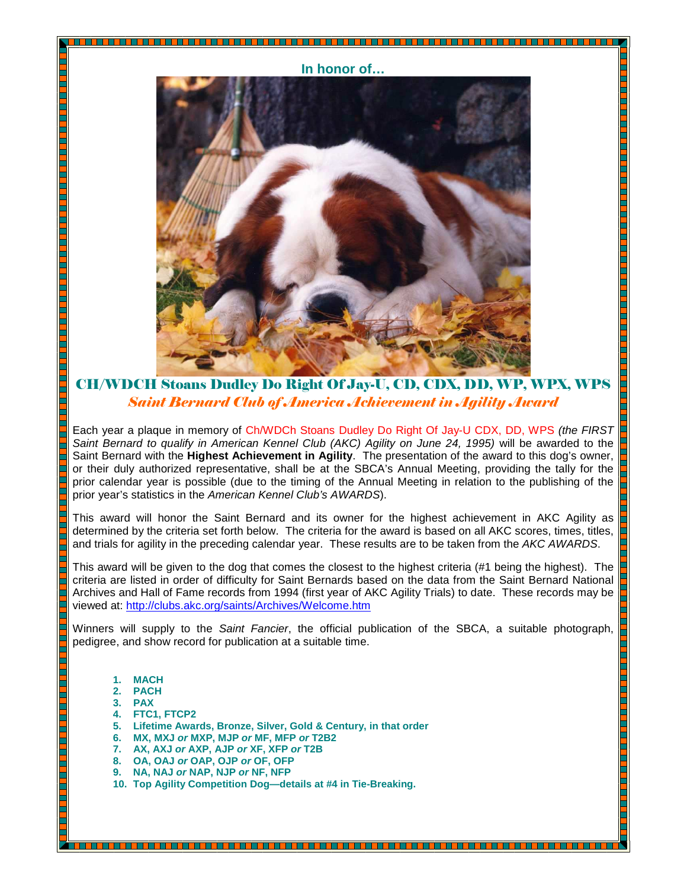**In honor of…**

## CH/WDCH Stoans Dudley Do Right Of Jay-U, CD, CDX, DD, WP, WPX, WPS

### *Saint Bernard Club of America Achievement in Agility Award*

Each year a plaque in memory of Ch/WDCh Stoans Dudley Do Right Of Jay-U CDX, DD, WPS *(the FIRST Saint Bernard to qualify in American Kennel Club (AKC) Agility on June 24, 1995)* will be awarded to the Saint Bernard with the **Highest Achievement in Agility**. The presentation of the award to this dog's owner, or their duly authorized representative, shall be at the SBCA's Annual Meeting, providing the tally for the prior calendar year is possible (due to the timing of the Annual Meeting in relation to the publishing of the prior year's statistics in the *American Kennel Club's AWARDS*).

This award will honor the Saint Bernard and its owner for the highest achievement in AKC Agility as determined by the criteria set forth below. The criteria for the award is based on all AKC scores, times, titles, and trials for agility in the preceding calendar year. These results are to be taken from the *AKC AWARDS*.

This award will be given to the dog that comes the closest to the highest criteria (#1 being the highest). The criteria are listed in order of difficulty for Saint Bernards based on the data from the Saint Bernard National Archives and Hall of Fame records from 1994 (first year of AKC Agility Trials) to date. These records may be viewed at: http://clubs.akc.org/saints/Archives/Welcome.htm

Winners will supply to the *Saint Fancier*, the official publication of the SBCA, a suitable photograph, pedigree, and show record for publication at a suitable time.

1. **MACH**
2. **PACH**
3. **PAX**
4. **FTC1, FTCP2**
5. **Lifetime Awards, Bronze, Silver, Gold & Century, in that order**
6. **MX, MXJ *or* MXP, MJP *or* MF, MFP *or* T2B2**
7. **AX, AXJ *or* AXP, AJP *or* XF, XFP *or* T2B**
8. **OA, OAJ *or* OAP, OJP *or* OF, OFP**
9. **NA, NAJ *or* NAP, NJP *or* NF, NFP**
10. **Top Agility Competition Dog—details at #4 in Tie-Breaking.**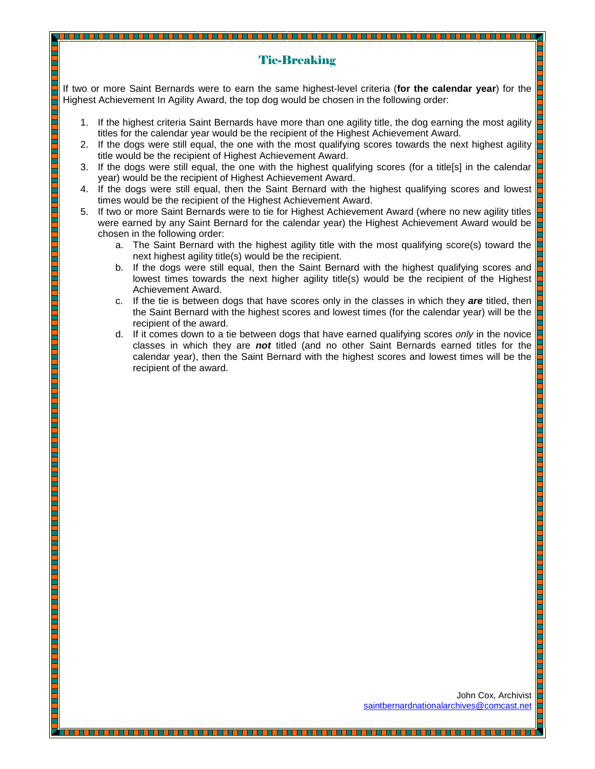## Tie-Breaking

If two or more Saint Bernards were to earn the same highest-level criteria (**for the calendar year**) for the Highest Achievement In Agility Award, the top dog would be chosen in the following order:

1. If the highest criteria Saint Bernards have more than one agility title, the dog earning the most agility titles for the calendar year would be the recipient of the Highest Achievement Award.
2. If the dogs were still equal, the one with the most qualifying scores towards the next highest agility title would be the recipient of Highest Achievement Award.
3. If the dogs were still equal, the one with the highest qualifying scores (for a title[s] in the calendar year) would be the recipient of Highest Achievement Award.
4. If the dogs were still equal, then the Saint Bernard with the highest qualifying scores and lowest times would be the recipient of the Highest Achievement Award.
5. If two or more Saint Bernards were to tie for Highest Achievement Award (where no new agility titles were earned by any Saint Bernard for the calendar year) the Highest Achievement Award would be chosen in the following order:
   a. The Saint Bernard with the highest agility title with the most qualifying score(s) toward the next highest agility title(s) would be the recipient.
   b. If the dogs were still equal, then the Saint Bernard with the highest qualifying scores and lowest times towards the next higher agility title(s) would be the recipient of the Highest Achievement Award.
   c. If the tie is between dogs that have scores only in the classes in which they ***are*** titled, then the Saint Bernard with the highest scores and lowest times (for the calendar year) will be the recipient of the award.
   d. If it comes down to a tie between dogs that have earned qualifying scores *only* in the novice classes in which they are ***not*** titled (and no other Saint Bernards earned titles for the calendar year), then the Saint Bernard with the highest scores and lowest times will be the recipient of the award.

John Cox, Archivist
saintbernardnationalarchives@comcast.net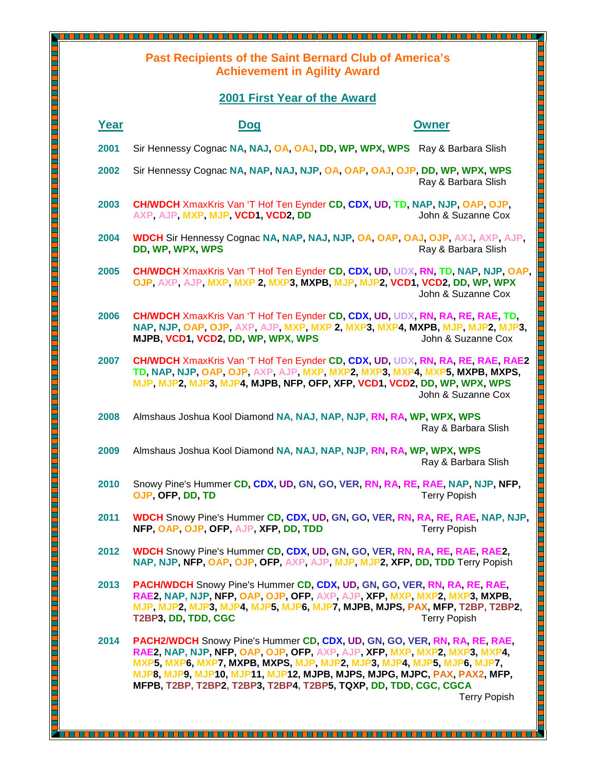# Past Recipients of the Saint Bernard Club of America's Achievement in Agility Award

## 2001 First Year of the Award

| Year | Dog | Owner |
|---|---|---|
| 2001 | Sir Hennessy Cognac NA, NAJ, OA, OAJ, DD, WP, WPX, WPS | Ray & Barbara Slish |
| 2002 | Sir Hennessy Cognac NA, NAP, NAJ, NJP, OA, OAP, OAJ, OJP, DD, WP, WPX, WPS | Ray & Barbara Slish |
| 2003 | CH/WDCH XmaxKris Van 'T Hof Ten Eynder CD, CDX, UD, TD, NAP, NJP, OAP, OJP, AXP, AJP, MXP, MJP, VCD1, VCD2, DD | John & Suzanne Cox |
| 2004 | WDCH Sir Hennessy Cognac NA, NAP, NAJ, NJP, OA, OAP, OAJ, OJP, AXJ, AXP, AJP, DD, WP, WPX, WPS | Ray & Barbara Slish |
| 2005 | CH/WDCH XmaxKris Van 'T Hof Ten Eynder CD, CDX, UD, UDX, RN, TD, NAP, NJP, OAP, OJP, AXP, AJP, MXP, MXP 2, MXP3, MXPB, MJP, MJP2, VCD1, VCD2, DD, WP, WPX | John & Suzanne Cox |
| 2006 | CH/WDCH XmaxKris Van 'T Hof Ten Eynder CD, CDX, UD, UDX, RN, RA, RE, RAE, TD, NAP, NJP, OAP, OJP, AXP, AJP, MXP, MXP 2, MXP3, MXP4, MXPB, MJP, MJP2, MJP3, MJPB, VCD1, VCD2, DD, WP, WPX, WPS | John & Suzanne Cox |
| 2007 | CH/WDCH XmaxKris Van 'T Hof Ten Eynder CD, CDX, UD, UDX, RN, RA, RE, RAE, RAE2 TD, NAP, NJP, OAP, OJP, AXP, AJP, MXP, MXP2, MXP3, MXP4, MXP5, MXPB, MXPS, MJP, MJP2, MJP3, MJP4, MJPB, NFP, OFP, XFP, VCD1, VCD2, DD, WP, WPX, WPS | John & Suzanne Cox |
| 2008 | Almshaus Joshua Kool Diamond NA, NAJ, NAP, NJP, RN, RA, WP, WPX, WPS | Ray & Barbara Slish |
| 2009 | Almshaus Joshua Kool Diamond NA, NAJ, NAP, NJP, RN, RA, WP, WPX, WPS | Ray & Barbara Slish |
| 2010 | Snowy Pine's Hummer CD, CDX, UD, GN, GO, VER, RN, RA, RE, RAE, NAP, NJP, NFP, OJP, OFP, DD, TD | Terry Popish |
| 2011 | WDCH Snowy Pine's Hummer CD, CDX, UD, GN, GO, VER, RN, RA, RE, RAE, NAP, NJP, NFP, OAP, OJP, OFP, AJP, XFP, DD, TDD | Terry Popish |
| 2012 | WDCH Snowy Pine's Hummer CD, CDX, UD, GN, GO, VER, RN, RA, RE, RAE, RAE2, NAP, NJP, NFP, OAP, OJP, OFP, AXP, AJP, MJP, MJP2, XFP, DD, TDD | Terry Popish |
| 2013 | PACH/WDCH Snowy Pine's Hummer CD, CDX, UD, GN, GO, VER, RN, RA, RE, RAE, RAE2, NAP, NJP, NFP, OAP, OJP, OFP, AXP, AJP, XFP, MXP, MXP2, MXP3, MXPB, MJP, MJP2, MJP3, MJP4, MJP5, MJP6, MJP7, MJPB, MJPS, PAX, MFP, T2BP, T2BP2, T2BP3, DD, TDD, CGC | Terry Popish |
| 2014 | PACH2/WDCH Snowy Pine's Hummer CD, CDX, UD, GN, GO, VER, RN, RA, RE, RAE, RAE2, NAP, NJP, NFP, OAP, OJP, OFP, AXP, AJP, XFP, MXP, MXP2, MXP3, MXP4, MXP5, MXP6, MXP7, MXPB, MXPS, MJP, MJP2, MJP3, MJP4, MJP5, MJP6, MJP7, MJP8, MJP9, MJP10, MJP11, MJP12, MJPB, MJPS, MJPG, MJPC, PAX, PAX2, MFP, MFPB, T2BP, T2BP2, T2BP3, T2BP4, T2BP5, TQXP, DD, TDD, CGC, CGCA | Terry Popish |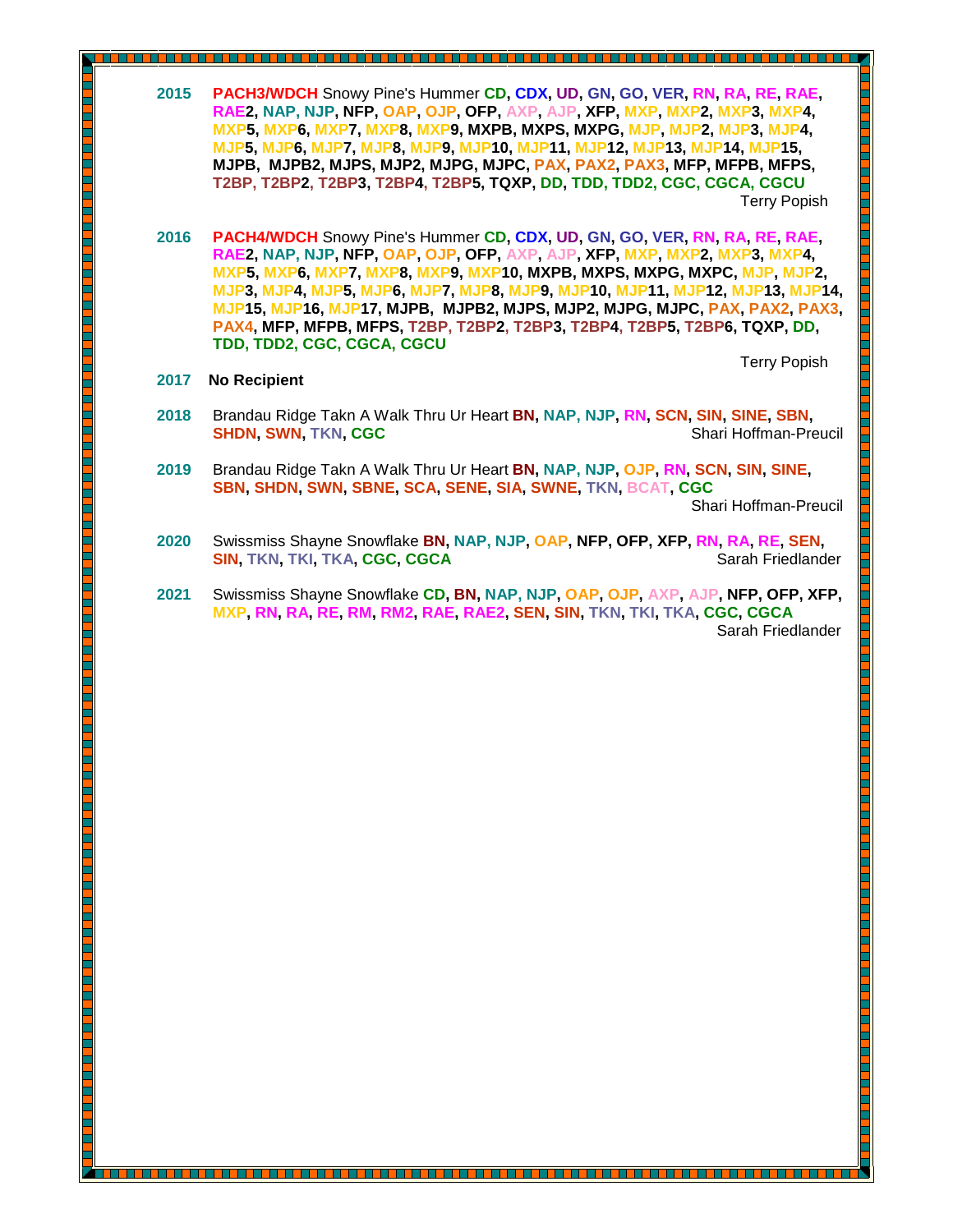**2015** **PACH3/WDCH** Snowy Pine's Hummer **CD, CDX, UD, GN, GO, VER, RN, RA, RE, RAE, RAE2, NAP, NJP, NFP, OAP, OJP, OFP, AXP, AJP, XFP, MXP, MXP2, MXP3, MXP4, MXP5, MXP6, MXP7, MXP8, MXP9, MXPB, MXPS, MXPG, MJP, MJP2, MJP3, MJP4, MJP5, MJP6, MJP7, MJP8, MJP9, MJP10, MJP11, MJP12, MJP13, MJP14, MJP15, MJPB, MJPB2, MJPS, MJP2, MJPG, MJPC, PAX, PAX2, PAX3, MFP, MFPB, MFPS, T2BP, T2BP2, T2BP3, T2BP4, T2BP5, TQXP, DD, TDD, TDD2, CGC, CGCA, CGCU**
Terry Popish

**2016** **PACH4/WDCH** Snowy Pine's Hummer **CD, CDX, UD, GN, GO, VER, RN, RA, RE, RAE, RAE2, NAP, NJP, NFP, OAP, OJP, OFP, AXP, AJP, XFP, MXP, MXP2, MXP3, MXP4, MXP5, MXP6, MXP7, MXP8, MXP9, MXP10, MXPB, MXPS, MXPG, MXPC, MJP, MJP2, MJP3, MJP4, MJP5, MJP6, MJP7, MJP8, MJP9, MJP10, MJP11, MJP12, MJP13, MJP14, MJP15, MJP16, MJP17, MJPB, MJPB2, MJPS, MJP2, MJPG, MJPC, PAX, PAX2, PAX3, PAX4, MFP, MFPB, MFPS, T2BP, T2BP2, T2BP3, T2BP4, T2BP5, T2BP6, TQXP, DD, TDD, TDD2, CGC, CGCA, CGCU**
Terry Popish

**2017** **No Recipient**

**2018** Brandau Ridge Takn A Walk Thru Ur Heart **BN, NAP, NJP, RN, SCN, SIN, SINE, SBN, SHDN, SWN, TKN, CGC**
Shari Hoffman-Preucil

**2019** Brandau Ridge Takn A Walk Thru Ur Heart **BN, NAP, NJP, OJP, RN, SCN, SIN, SINE, SBN, SHDN, SWN, SBNE, SCA, SENE, SIA, SWNE, TKN, BCAT, CGC**
Shari Hoffman-Preucil

**2020** Swissmiss Shayne Snowflake **BN, NAP, NJP, OAP, NFP, OFP, XFP, RN, RA, RE, SEN, SIN, TKN, TKI, TKA, CGC, CGCA**
Sarah Friedlander

**2021** Swissmiss Shayne Snowflake **CD, BN, NAP, NJP, OAP, OJP, AXP, AJP, NFP, OFP, XFP, MXP, RN, RA, RE, RM, RM2, RAE, RAE2, SEN, SIN, TKN, TKI, TKA, CGC, CGCA**
Sarah Friedlander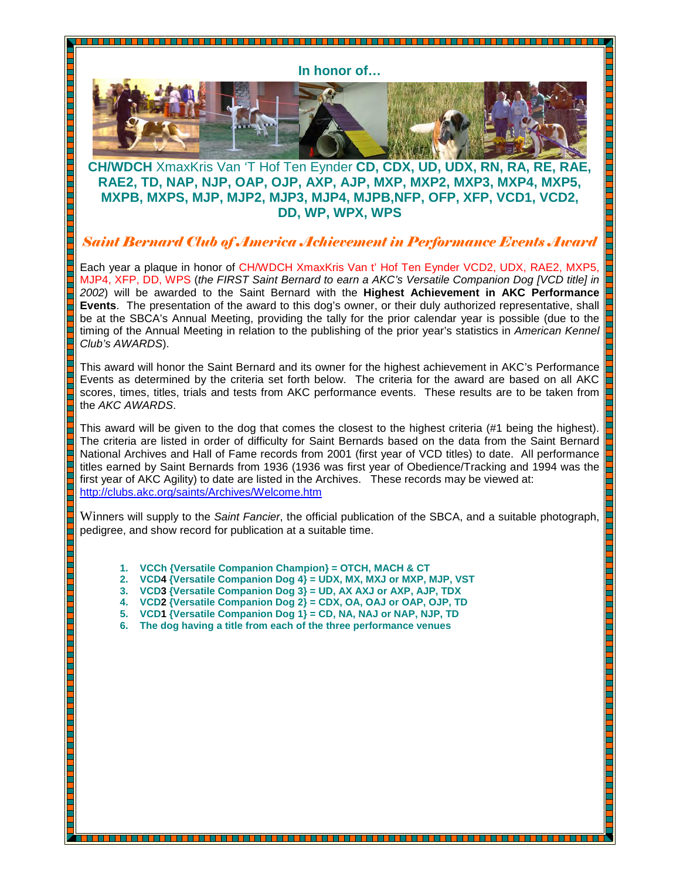**In honor of…**

**CH/WDCH** XmaxKris Van 'T Hof Ten Eynder **CD, CDX, UD, UDX, RN, RA, RE, RAE, RAE2, TD, NAP, NJP, OAP, OJP, AXP, AJP, MXP, MXP2, MXP3, MXP4, MXP5, MXPB, MXPS, MJP, MJP2, MJP3, MJP4, MJPB,NFP, OFP, XFP, VCD1, VCD2, DD, WP, WPX, WPS**

## *Saint Bernard Club of America Achievement in Performance Events Award*

Each year a plaque in honor of CH/WDCH XmaxKris Van t' Hof Ten Eynder VCD2, UDX, RAE2, MXP5, MJP4, XFP, DD, WPS (*the FIRST Saint Bernard to earn a AKC's Versatile Companion Dog [VCD title] in 2002*) will be awarded to the Saint Bernard with the **Highest Achievement in AKC Performance Events**. The presentation of the award to this dog's owner, or their duly authorized representative, shall be at the SBCA's Annual Meeting, providing the tally for the prior calendar year is possible (due to the timing of the Annual Meeting in relation to the publishing of the prior year's statistics in *American Kennel Club's AWARDS*).

This award will honor the Saint Bernard and its owner for the highest achievement in AKC's Performance Events as determined by the criteria set forth below. The criteria for the award are based on all AKC scores, times, titles, trials and tests from AKC performance events. These results are to be taken from the *AKC AWARDS*.

This award will be given to the dog that comes the closest to the highest criteria (#1 being the highest). The criteria are listed in order of difficulty for Saint Bernards based on the data from the Saint Bernard National Archives and Hall of Fame records from 2001 (first year of VCD titles) to date. All performance titles earned by Saint Bernards from 1936 (1936 was first year of Obedience/Tracking and 1994 was the first year of AKC Agility) to date are listed in the Archives. These records may be viewed at: http://clubs.akc.org/saints/Archives/Welcome.htm

Winners will supply to the *Saint Fancier*, the official publication of the SBCA, and a suitable photograph, pedigree, and show record for publication at a suitable time.

1. **VCCh {Versatile Companion Champion} = OTCH, MACH & CT**
2. **VCD4 {Versatile Companion Dog 4} = UDX, MX, MXJ or MXP, MJP, VST**
3. **VCD3 {Versatile Companion Dog 3} = UD, AX AXJ or AXP, AJP, TDX**
4. **VCD2 {Versatile Companion Dog 2} = CDX, OA, OAJ or OAP, OJP, TD**
5. **VCD1 {Versatile Companion Dog 1} = CD, NA, NAJ or NAP, NJP, TD**
6. **The dog having a title from each of the three performance venues**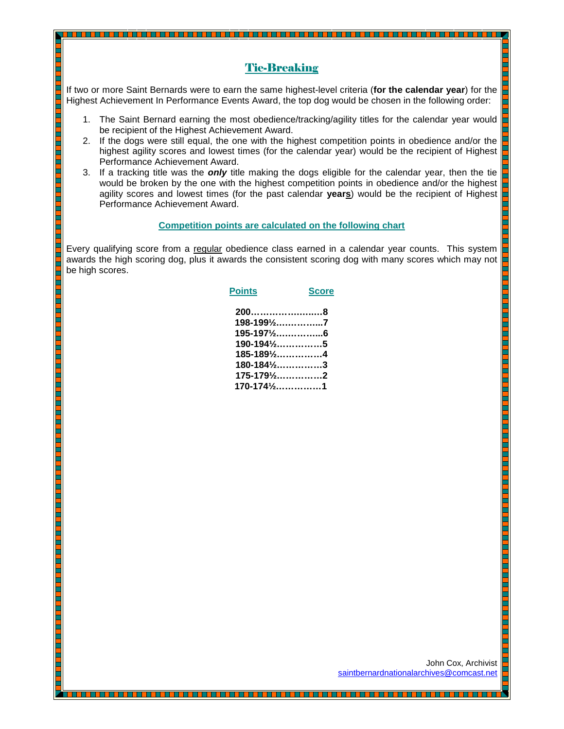## Tie-Breaking

If two or more Saint Bernards were to earn the same highest-level criteria (**for the calendar year**) for the Highest Achievement In Performance Events Award, the top dog would be chosen in the following order:

1. The Saint Bernard earning the most obedience/tracking/agility titles for the calendar year would be recipient of the Highest Achievement Award.
2. If the dogs were still equal, the one with the highest competition points in obedience and/or the highest agility scores and lowest times (for the calendar year) would be the recipient of Highest Performance Achievement Award.
3. If a tracking title was the ***only*** title making the dogs eligible for the calendar year, then the tie would be broken by the one with the highest competition points in obedience and/or the highest agility scores and lowest times (for the past calendar **years**) would be the recipient of Highest Performance Achievement Award.

**Competition points are calculated on the following chart**

Every qualifying score from a regular obedience class earned in a calendar year counts. This system awards the high scoring dog, plus it awards the consistent scoring dog with many scores which may not be high scores.

| Points | Score |
|---|---|
| 200 | 8 |
| 198-199½ | 7 |
| 195-197½ | 6 |
| 190-194½ | 5 |
| 185-189½ | 4 |
| 180-184½ | 3 |
| 175-179½ | 2 |
| 170-174½ | 1 |

John Cox, Archivist
saintbernardnationalarchives@comcast.net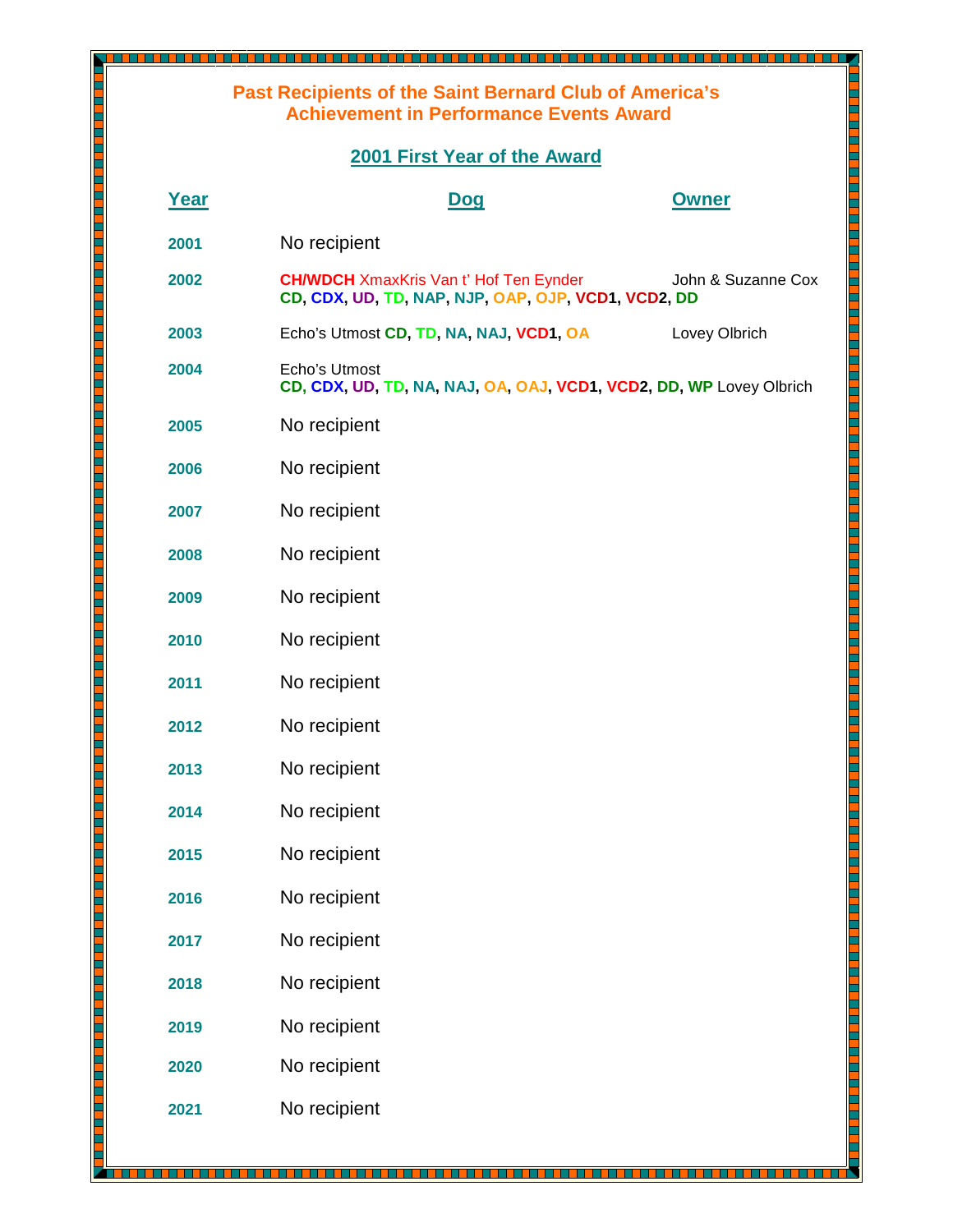## Past Recipients of the Saint Bernard Club of America's Achievement in Performance Events Award

### 2001 First Year of the Award

| Year | Dog | Owner |
|---|---|---|
| 2001 | No recipient | |
| 2002 | CH/WDCH XmaxKris Van t' Hof Ten Eynder CD, CDX, UD, TD, NAP, NJP, OAP, OJP, VCD1, VCD2, DD | John & Suzanne Cox |
| 2003 | Echo's Utmost CD, TD, NA, NAJ, VCD1, OA | Lovey Olbrich |
| 2004 | Echo's Utmost CD, CDX, UD, TD, NA, NAJ, OA, OAJ, VCD1, VCD2, DD, WP | Lovey Olbrich |
| 2005 | No recipient | |
| 2006 | No recipient | |
| 2007 | No recipient | |
| 2008 | No recipient | |
| 2009 | No recipient | |
| 2010 | No recipient | |
| 2011 | No recipient | |
| 2012 | No recipient | |
| 2013 | No recipient | |
| 2014 | No recipient | |
| 2015 | No recipient | |
| 2016 | No recipient | |
| 2017 | No recipient | |
| 2018 | No recipient | |
| 2019 | No recipient | |
| 2020 | No recipient | |
| 2021 | No recipient | |